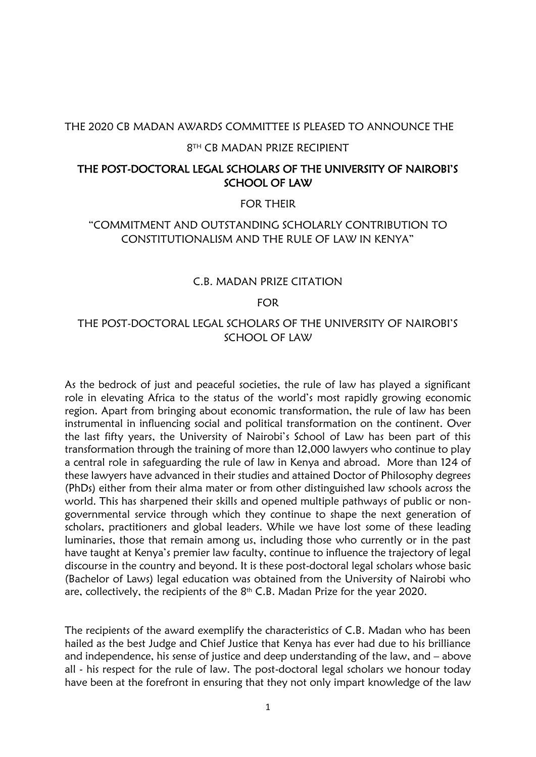THE 2020 CB MADAN AWARDS COMMITTEE IS PLEASED TO ANNOUNCE THE

8TH CB MADAN PRIZE RECIPIENT

**THE POST-DOCTORAL LEGAL SCHOLARS OF THE UNIVERSITY OF NAIROBI'S SCHOOL OF LAW**

FOR THEIR

"COMMITMENT AND OUTSTANDING SCHOLARLY CONTRIBUTION TO CONSTITUTIONALISM AND THE RULE OF LAW IN KENYA"

C.B. MADAN PRIZE CITATION

FOR

THE POST-DOCTORAL LEGAL SCHOLARS OF THE UNIVERSITY OF NAIROBI'S SCHOOL OF LAW

As the bedrock of just and peaceful societies, the rule of law has played a significant role in elevating Africa to the status of the world's most rapidly growing economic region. Apart from bringing about economic transformation, the rule of law has been instrumental in influencing social and political transformation on the continent. Over the last fifty years, the University of Nairobi's School of Law has been part of this transformation through the training of more than 12,000 lawyers who continue to play a central role in safeguarding the rule of law in Kenya and abroad. More than 124 of these lawyers have advanced in their studies and attained Doctor of Philosophy degrees (PhDs) either from their alma mater or from other distinguished law schools across the world. This has sharpened their skills and opened multiple pathways of public or non-governmental service through which they continue to shape the next generation of scholars, practitioners and global leaders. While we have lost some of these leading luminaries, those that remain among us, including those who currently or in the past have taught at Kenya's premier law faculty, continue to influence the trajectory of legal discourse in the country and beyond. It is these post-doctoral legal scholars whose basic (Bachelor of Laws) legal education was obtained from the University of Nairobi who are, collectively, the recipients of the 8th C.B. Madan Prize for the year 2020.

The recipients of the award exemplify the characteristics of C.B. Madan who has been hailed as the best Judge and Chief Justice that Kenya has ever had due to his brilliance and independence, his sense of justice and deep understanding of the law, and – above all - his respect for the rule of law. The post-doctoral legal scholars we honour today have been at the forefront in ensuring that they not only impart knowledge of the law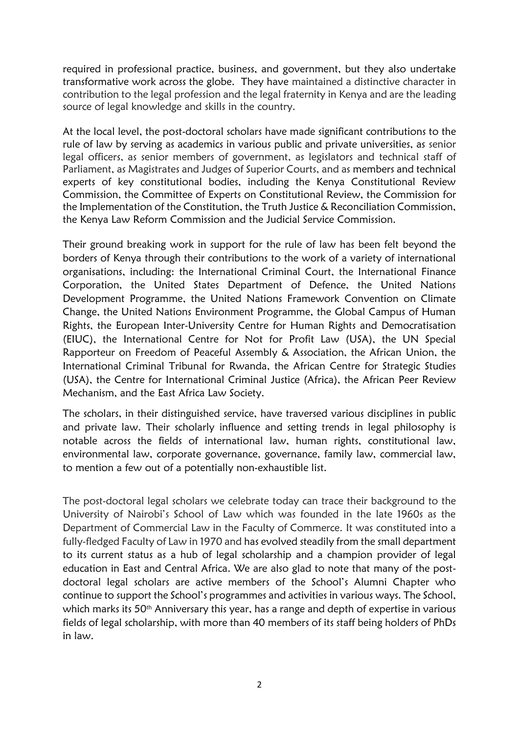required in professional practice, business, and government, but they also undertake transformative work across the globe. They have maintained a distinctive character in contribution to the legal profession and the legal fraternity in Kenya and are the leading source of legal knowledge and skills in the country.

At the local level, the post-doctoral scholars have made significant contributions to the rule of law by serving as academics in various public and private universities, as senior legal officers, as senior members of government, as legislators and technical staff of Parliament, as Magistrates and Judges of Superior Courts, and as members and technical experts of key constitutional bodies, including the Kenya Constitutional Review Commission, the Committee of Experts on Constitutional Review, the Commission for the Implementation of the Constitution, the Truth Justice & Reconciliation Commission, the Kenya Law Reform Commission and the Judicial Service Commission.

Their ground breaking work in support for the rule of law has been felt beyond the borders of Kenya through their contributions to the work of a variety of international organisations, including: the International Criminal Court, the International Finance Corporation, the United States Department of Defence, the United Nations Development Programme, the United Nations Framework Convention on Climate Change, the United Nations Environment Programme, the Global Campus of Human Rights, the European Inter-University Centre for Human Rights and Democratisation (EIUC), the International Centre for Not for Profit Law (USA), the UN Special Rapporteur on Freedom of Peaceful Assembly & Association, the African Union, the International Criminal Tribunal for Rwanda, the African Centre for Strategic Studies (USA), the Centre for International Criminal Justice (Africa), the African Peer Review Mechanism, and the East Africa Law Society.

The scholars, in their distinguished service, have traversed various disciplines in public and private law. Their scholarly influence and setting trends in legal philosophy is notable across the fields of international law, human rights, constitutional law, environmental law, corporate governance, governance, family law, commercial law, to mention a few out of a potentially non-exhaustible list.

The post-doctoral legal scholars we celebrate today can trace their background to the University of Nairobi's School of Law which was founded in the late 1960s as the Department of Commercial Law in the Faculty of Commerce. It was constituted into a fully-fledged Faculty of Law in 1970 and has evolved steadily from the small department to its current status as a hub of legal scholarship and a champion provider of legal education in East and Central Africa. We are also glad to note that many of the post-doctoral legal scholars are active members of the School's Alumni Chapter who continue to support the School's programmes and activities in various ways. The School, which marks its 50th Anniversary this year, has a range and depth of expertise in various fields of legal scholarship, with more than 40 members of its staff being holders of PhDs in law.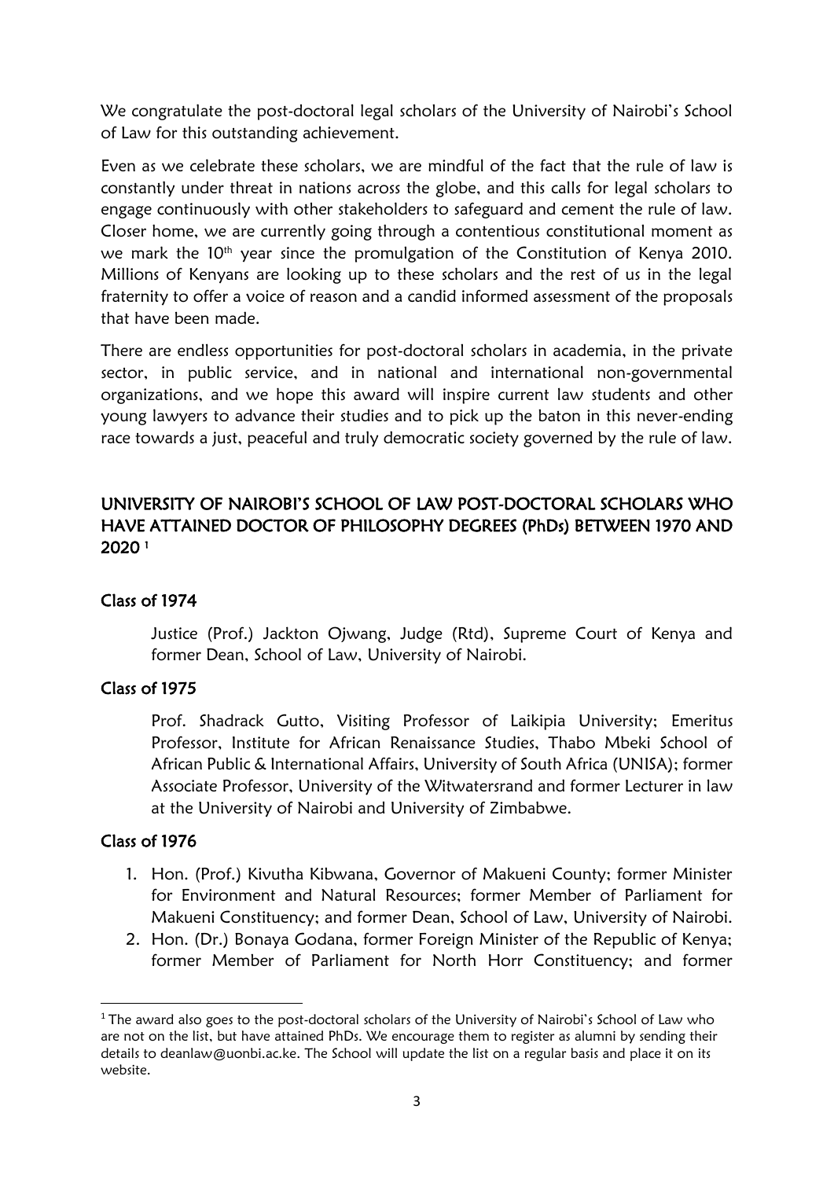We congratulate the post-doctoral legal scholars of the University of Nairobi's School of Law for this outstanding achievement.

Even as we celebrate these scholars, we are mindful of the fact that the rule of law is constantly under threat in nations across the globe, and this calls for legal scholars to engage continuously with other stakeholders to safeguard and cement the rule of law. Closer home, we are currently going through a contentious constitutional moment as we mark the 10th year since the promulgation of the Constitution of Kenya 2010. Millions of Kenyans are looking up to these scholars and the rest of us in the legal fraternity to offer a voice of reason and a candid informed assessment of the proposals that have been made.

There are endless opportunities for post-doctoral scholars in academia, in the private sector, in public service, and in national and international non-governmental organizations, and we hope this award will inspire current law students and other young lawyers to advance their studies and to pick up the baton in this never-ending race towards a just, peaceful and truly democratic society governed by the rule of law.

## UNIVERSITY OF NAIROBI'S SCHOOL OF LAW POST-DOCTORAL SCHOLARS WHO HAVE ATTAINED DOCTOR OF PHILOSOPHY DEGREES (PhDs) BETWEEN 1970 AND 2020 [1]

### Class of 1974

Justice (Prof.) Jackton Ojwang, Judge (Rtd), Supreme Court of Kenya and former Dean, School of Law, University of Nairobi.

### Class of 1975

Prof. Shadrack Gutto, Visiting Professor of Laikipia University; Emeritus Professor, Institute for African Renaissance Studies, Thabo Mbeki School of African Public & International Affairs, University of South Africa (UNISA); former Associate Professor, University of the Witwatersrand and former Lecturer in law at the University of Nairobi and University of Zimbabwe.

### Class of 1976

1. Hon. (Prof.) Kivutha Kibwana, Governor of Makueni County; former Minister for Environment and Natural Resources; former Member of Parliament for Makueni Constituency; and former Dean, School of Law, University of Nairobi.
2. Hon. (Dr.) Bonaya Godana, former Foreign Minister of the Republic of Kenya; former Member of Parliament for North Horr Constituency; and former

[1] The award also goes to the post-doctoral scholars of the University of Nairobi's School of Law who are not on the list, but have attained PhDs. We encourage them to register as alumni by sending their details to deanlaw@uonbi.ac.ke. The School will update the list on a regular basis and place it on its website.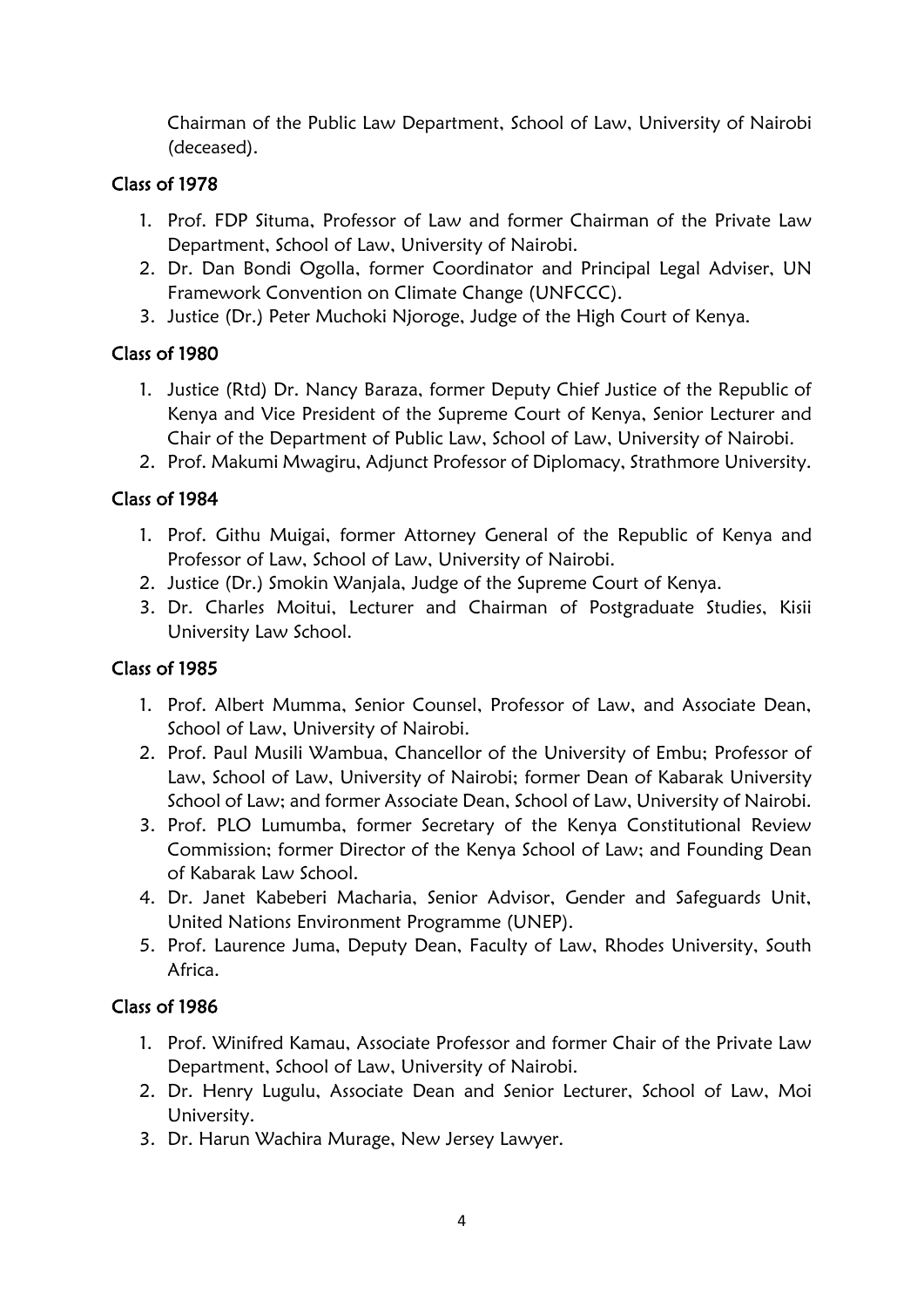Chairman of the Public Law Department, School of Law, University of Nairobi (deceased).

### Class of 1978

1. Prof. FDP Situma, Professor of Law and former Chairman of the Private Law Department, School of Law, University of Nairobi.
2. Dr. Dan Bondi Ogolla, former Coordinator and Principal Legal Adviser, UN Framework Convention on Climate Change (UNFCCC).
3. Justice (Dr.) Peter Muchoki Njoroge, Judge of the High Court of Kenya.

### Class of 1980

1. Justice (Rtd) Dr. Nancy Baraza, former Deputy Chief Justice of the Republic of Kenya and Vice President of the Supreme Court of Kenya, Senior Lecturer and Chair of the Department of Public Law, School of Law, University of Nairobi.
2. Prof. Makumi Mwagiru, Adjunct Professor of Diplomacy, Strathmore University.

### Class of 1984

1. Prof. Githu Muigai, former Attorney General of the Republic of Kenya and Professor of Law, School of Law, University of Nairobi.
2. Justice (Dr.) Smokin Wanjala, Judge of the Supreme Court of Kenya.
3. Dr. Charles Moitui, Lecturer and Chairman of Postgraduate Studies, Kisii University Law School.

### Class of 1985

1. Prof. Albert Mumma, Senior Counsel, Professor of Law, and Associate Dean, School of Law, University of Nairobi.
2. Prof. Paul Musili Wambua, Chancellor of the University of Embu; Professor of Law, School of Law, University of Nairobi; former Dean of Kabarak University School of Law; and former Associate Dean, School of Law, University of Nairobi.
3. Prof. PLO Lumumba, former Secretary of the Kenya Constitutional Review Commission; former Director of the Kenya School of Law; and Founding Dean of Kabarak Law School.
4. Dr. Janet Kabeberi Macharia, Senior Advisor, Gender and Safeguards Unit, United Nations Environment Programme (UNEP).
5. Prof. Laurence Juma, Deputy Dean, Faculty of Law, Rhodes University, South Africa.

### Class of 1986

1. Prof. Winifred Kamau, Associate Professor and former Chair of the Private Law Department, School of Law, University of Nairobi.
2. Dr. Henry Lugulu, Associate Dean and Senior Lecturer, School of Law, Moi University.
3. Dr. Harun Wachira Murage, New Jersey Lawyer.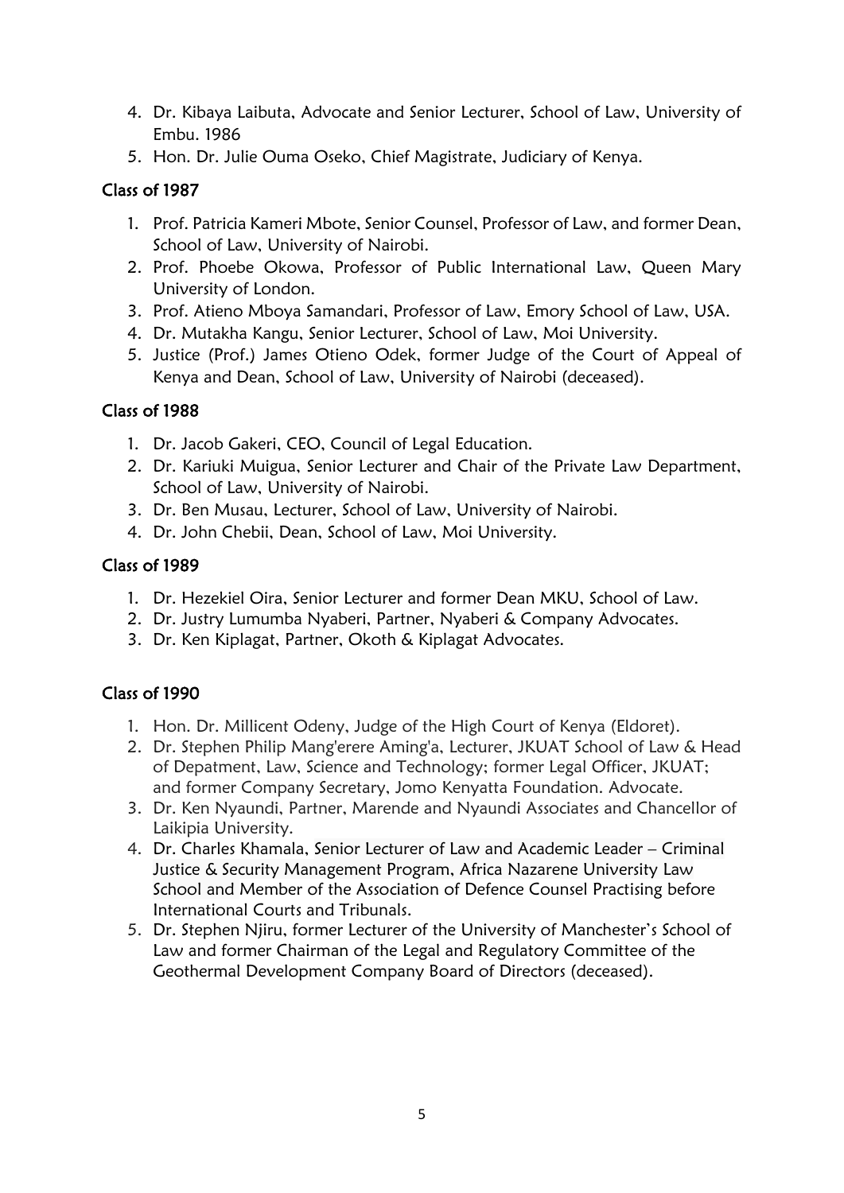4. Dr. Kibaya Laibuta, Advocate and Senior Lecturer, School of Law, University of Embu. 1986
5. Hon. Dr. Julie Ouma Oseko, Chief Magistrate, Judiciary of Kenya.

## Class of 1987

1. Prof. Patricia Kameri Mbote, Senior Counsel, Professor of Law, and former Dean, School of Law, University of Nairobi.
2. Prof. Phoebe Okowa, Professor of Public International Law, Queen Mary University of London.
3. Prof. Atieno Mboya Samandari, Professor of Law, Emory School of Law, USA.
4. Dr. Mutakha Kangu, Senior Lecturer, School of Law, Moi University.
5. Justice (Prof.) James Otieno Odek, former Judge of the Court of Appeal of Kenya and Dean, School of Law, University of Nairobi (deceased).

## Class of 1988

1. Dr. Jacob Gakeri, CEO, Council of Legal Education.
2. Dr. Kariuki Muigua, Senior Lecturer and Chair of the Private Law Department, School of Law, University of Nairobi.
3. Dr. Ben Musau, Lecturer, School of Law, University of Nairobi.
4. Dr. John Chebii, Dean, School of Law, Moi University.

## Class of 1989

1. Dr. Hezekiel Oira, Senior Lecturer and former Dean MKU, School of Law.
2. Dr. Justry Lumumba Nyaberi, Partner, Nyaberi & Company Advocates.
3. Dr. Ken Kiplagat, Partner, Okoth & Kiplagat Advocates.

## Class of 1990

1. Hon. Dr. Millicent Odeny, Judge of the High Court of Kenya (Eldoret).
2. Dr. Stephen Philip Mang'erere Aming'a, Lecturer, JKUAT School of Law & Head of Depatment, Law, Science and Technology; former Legal Officer, JKUAT; and former Company Secretary, Jomo Kenyatta Foundation. Advocate.
3. Dr. Ken Nyaundi, Partner, Marende and Nyaundi Associates and Chancellor of Laikipia University.
4. Dr. Charles Khamala, Senior Lecturer of Law and Academic Leader – Criminal Justice & Security Management Program, Africa Nazarene University Law School and Member of the Association of Defence Counsel Practising before International Courts and Tribunals.
5. Dr. Stephen Njiru, former Lecturer of the University of Manchester's School of Law and former Chairman of the Legal and Regulatory Committee of the Geothermal Development Company Board of Directors (deceased).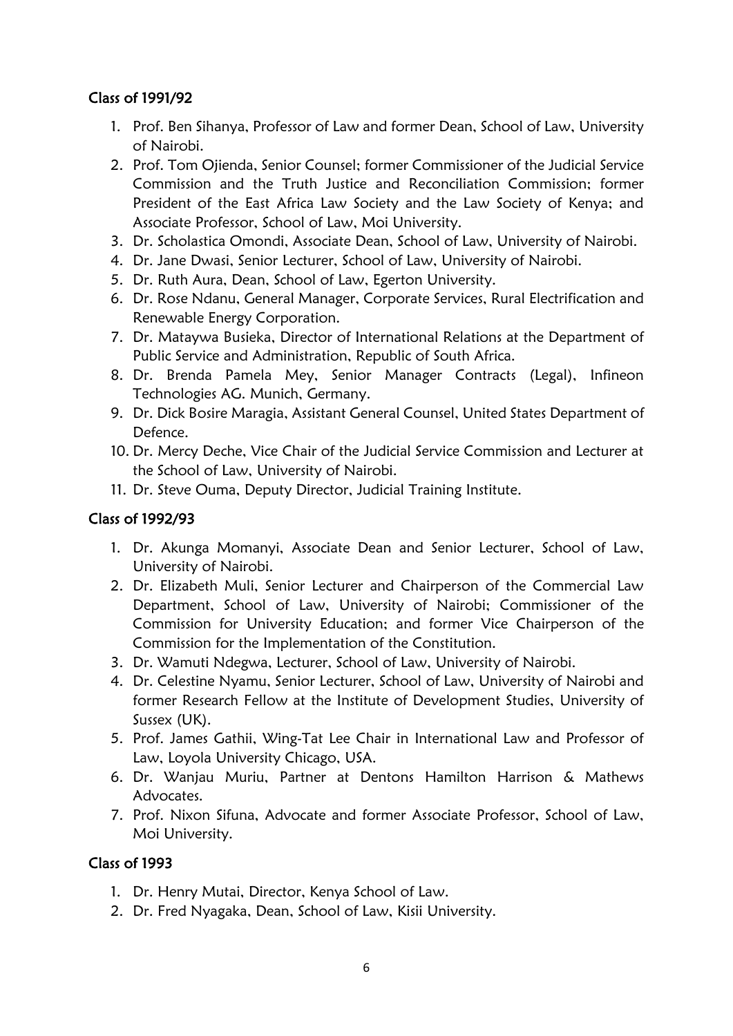### Class of 1991/92

1. Prof. Ben Sihanya, Professor of Law and former Dean, School of Law, University of Nairobi.
2. Prof. Tom Ojienda, Senior Counsel; former Commissioner of the Judicial Service Commission and the Truth Justice and Reconciliation Commission; former President of the East Africa Law Society and the Law Society of Kenya; and Associate Professor, School of Law, Moi University.
3. Dr. Scholastica Omondi, Associate Dean, School of Law, University of Nairobi.
4. Dr. Jane Dwasi, Senior Lecturer, School of Law, University of Nairobi.
5. Dr. Ruth Aura, Dean, School of Law, Egerton University.
6. Dr. Rose Ndanu, General Manager, Corporate Services, Rural Electrification and Renewable Energy Corporation.
7. Dr. Mataywa Busieka, Director of International Relations at the Department of Public Service and Administration, Republic of South Africa.
8. Dr. Brenda Pamela Mey, Senior Manager Contracts (Legal), Infineon Technologies AG. Munich, Germany.
9. Dr. Dick Bosire Maragia, Assistant General Counsel, United States Department of Defence.
10. Dr. Mercy Deche, Vice Chair of the Judicial Service Commission and Lecturer at the School of Law, University of Nairobi.
11. Dr. Steve Ouma, Deputy Director, Judicial Training Institute.

### Class of 1992/93

1. Dr. Akunga Momanyi, Associate Dean and Senior Lecturer, School of Law, University of Nairobi.
2. Dr. Elizabeth Muli, Senior Lecturer and Chairperson of the Commercial Law Department, School of Law, University of Nairobi; Commissioner of the Commission for University Education; and former Vice Chairperson of the Commission for the Implementation of the Constitution.
3. Dr. Wamuti Ndegwa, Lecturer, School of Law, University of Nairobi.
4. Dr. Celestine Nyamu, Senior Lecturer, School of Law, University of Nairobi and former Research Fellow at the Institute of Development Studies, University of Sussex (UK).
5. Prof. James Gathii, Wing-Tat Lee Chair in International Law and Professor of Law, Loyola University Chicago, USA.
6. Dr. Wanjau Muriu, Partner at Dentons Hamilton Harrison & Mathews Advocates.
7. Prof. Nixon Sifuna, Advocate and former Associate Professor, School of Law, Moi University.

### Class of 1993

1. Dr. Henry Mutai, Director, Kenya School of Law.
2. Dr. Fred Nyagaka, Dean, School of Law, Kisii University.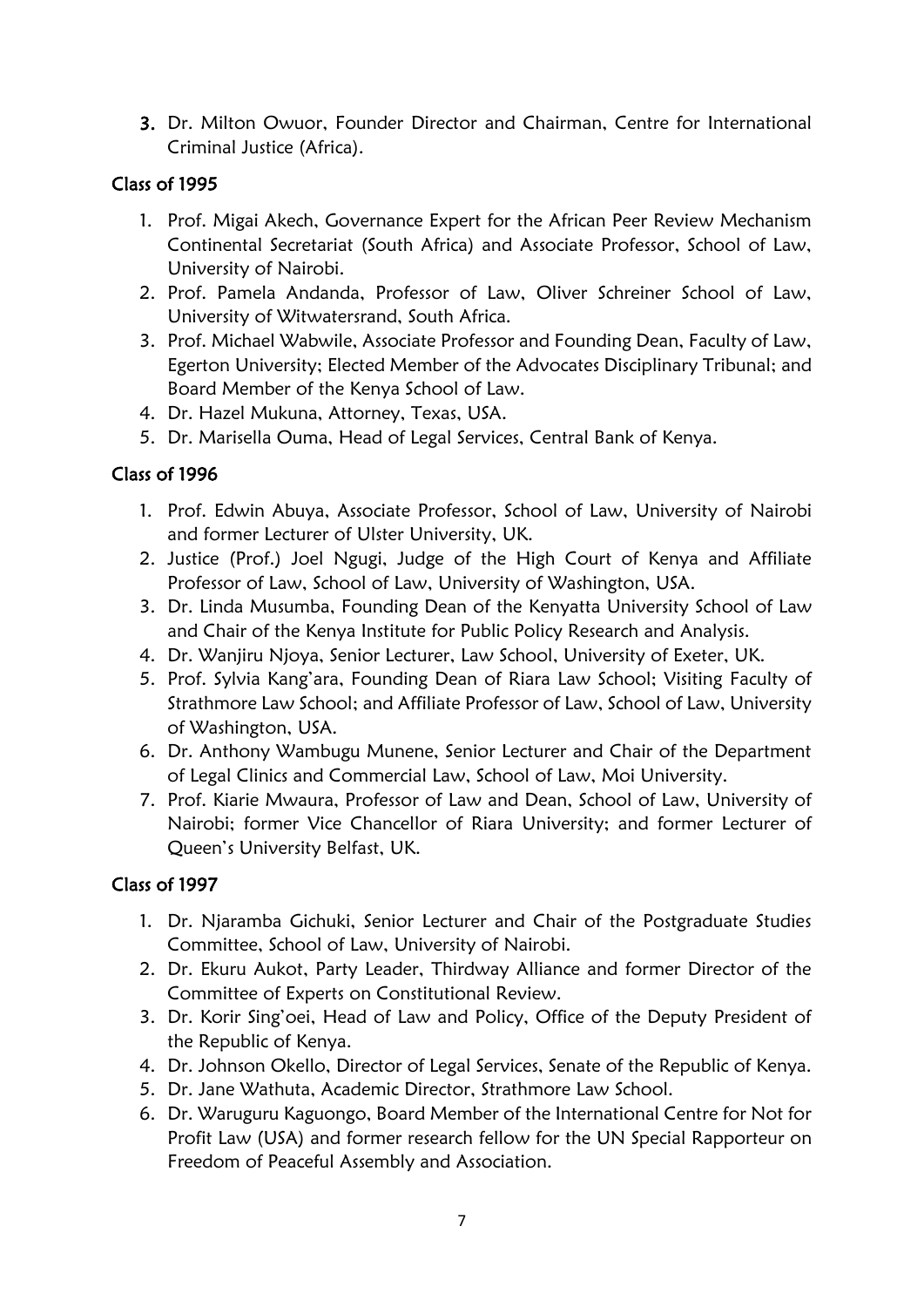3. Dr. Milton Owuor, Founder Director and Chairman, Centre for International Criminal Justice (Africa).

### Class of 1995

1. Prof. Migai Akech, Governance Expert for the African Peer Review Mechanism Continental Secretariat (South Africa) and Associate Professor, School of Law, University of Nairobi.
2. Prof. Pamela Andanda, Professor of Law, Oliver Schreiner School of Law, University of Witwatersrand, South Africa.
3. Prof. Michael Wabwile, Associate Professor and Founding Dean, Faculty of Law, Egerton University; Elected Member of the Advocates Disciplinary Tribunal; and Board Member of the Kenya School of Law.
4. Dr. Hazel Mukuna, Attorney, Texas, USA.
5. Dr. Marisella Ouma, Head of Legal Services, Central Bank of Kenya.

### Class of 1996

1. Prof. Edwin Abuya, Associate Professor, School of Law, University of Nairobi and former Lecturer of Ulster University, UK.
2. Justice (Prof.) Joel Ngugi, Judge of the High Court of Kenya and Affiliate Professor of Law, School of Law, University of Washington, USA.
3. Dr. Linda Musumba, Founding Dean of the Kenyatta University School of Law and Chair of the Kenya Institute for Public Policy Research and Analysis.
4. Dr. Wanjiru Njoya, Senior Lecturer, Law School, University of Exeter, UK.
5. Prof. Sylvia Kang'ara, Founding Dean of Riara Law School; Visiting Faculty of Strathmore Law School; and Affiliate Professor of Law, School of Law, University of Washington, USA.
6. Dr. Anthony Wambugu Munene, Senior Lecturer and Chair of the Department of Legal Clinics and Commercial Law, School of Law, Moi University.
7. Prof. Kiarie Mwaura, Professor of Law and Dean, School of Law, University of Nairobi; former Vice Chancellor of Riara University; and former Lecturer of Queen's University Belfast, UK.

### Class of 1997

1. Dr. Njaramba Gichuki, Senior Lecturer and Chair of the Postgraduate Studies Committee, School of Law, University of Nairobi.
2. Dr. Ekuru Aukot, Party Leader, Thirdway Alliance and former Director of the Committee of Experts on Constitutional Review.
3. Dr. Korir Sing'oei, Head of Law and Policy, Office of the Deputy President of the Republic of Kenya.
4. Dr. Johnson Okello, Director of Legal Services, Senate of the Republic of Kenya.
5. Dr. Jane Wathuta, Academic Director, Strathmore Law School.
6. Dr. Waruguru Kaguongo, Board Member of the International Centre for Not for Profit Law (USA) and former research fellow for the UN Special Rapporteur on Freedom of Peaceful Assembly and Association.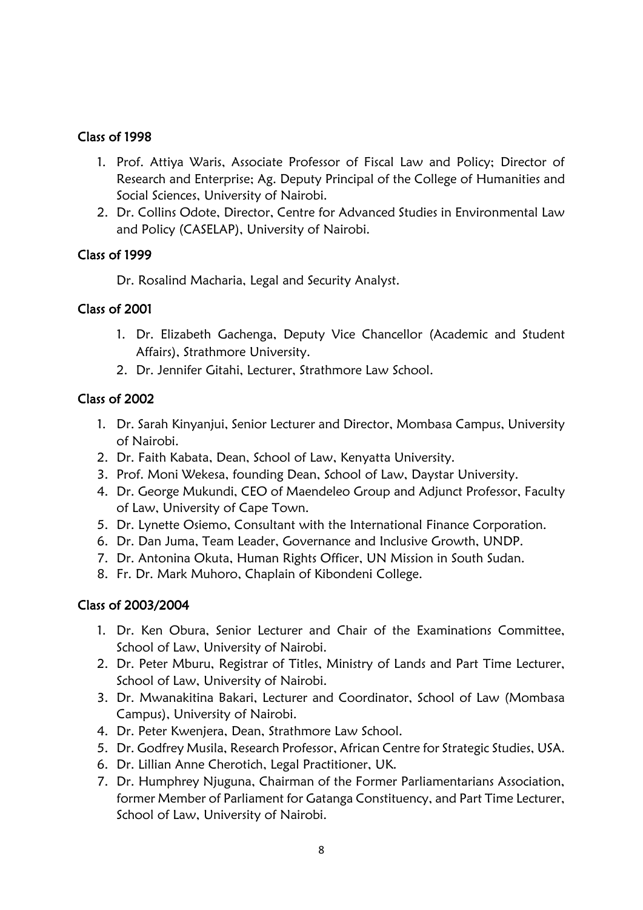## Class of 1998

1. Prof. Attiya Waris, Associate Professor of Fiscal Law and Policy; Director of Research and Enterprise; Ag. Deputy Principal of the College of Humanities and Social Sciences, University of Nairobi.
2. Dr. Collins Odote, Director, Centre for Advanced Studies in Environmental Law and Policy (CASELAP), University of Nairobi.

## Class of 1999

Dr. Rosalind Macharia, Legal and Security Analyst.

## Class of 2001

1. Dr. Elizabeth Gachenga, Deputy Vice Chancellor (Academic and Student Affairs), Strathmore University.
2. Dr. Jennifer Gitahi, Lecturer, Strathmore Law School.

## Class of 2002

1. Dr. Sarah Kinyanjui, Senior Lecturer and Director, Mombasa Campus, University of Nairobi.
2. Dr. Faith Kabata, Dean, School of Law, Kenyatta University.
3. Prof. Moni Wekesa, founding Dean, School of Law, Daystar University.
4. Dr. George Mukundi, CEO of Maendeleo Group and Adjunct Professor, Faculty of Law, University of Cape Town.
5. Dr. Lynette Osiemo, Consultant with the International Finance Corporation.
6. Dr. Dan Juma, Team Leader, Governance and Inclusive Growth, UNDP.
7. Dr. Antonina Okuta, Human Rights Officer, UN Mission in South Sudan.
8. Fr. Dr. Mark Muhoro, Chaplain of Kibondeni College.

## Class of 2003/2004

1. Dr. Ken Obura, Senior Lecturer and Chair of the Examinations Committee, School of Law, University of Nairobi.
2. Dr. Peter Mburu, Registrar of Titles, Ministry of Lands and Part Time Lecturer, School of Law, University of Nairobi.
3. Dr. Mwanakitina Bakari, Lecturer and Coordinator, School of Law (Mombasa Campus), University of Nairobi.
4. Dr. Peter Kwenjera, Dean, Strathmore Law School.
5. Dr. Godfrey Musila, Research Professor, African Centre for Strategic Studies, USA.
6. Dr. Lillian Anne Cherotich, Legal Practitioner, UK.
7. Dr. Humphrey Njuguna, Chairman of the Former Parliamentarians Association, former Member of Parliament for Gatanga Constituency, and Part Time Lecturer, School of Law, University of Nairobi.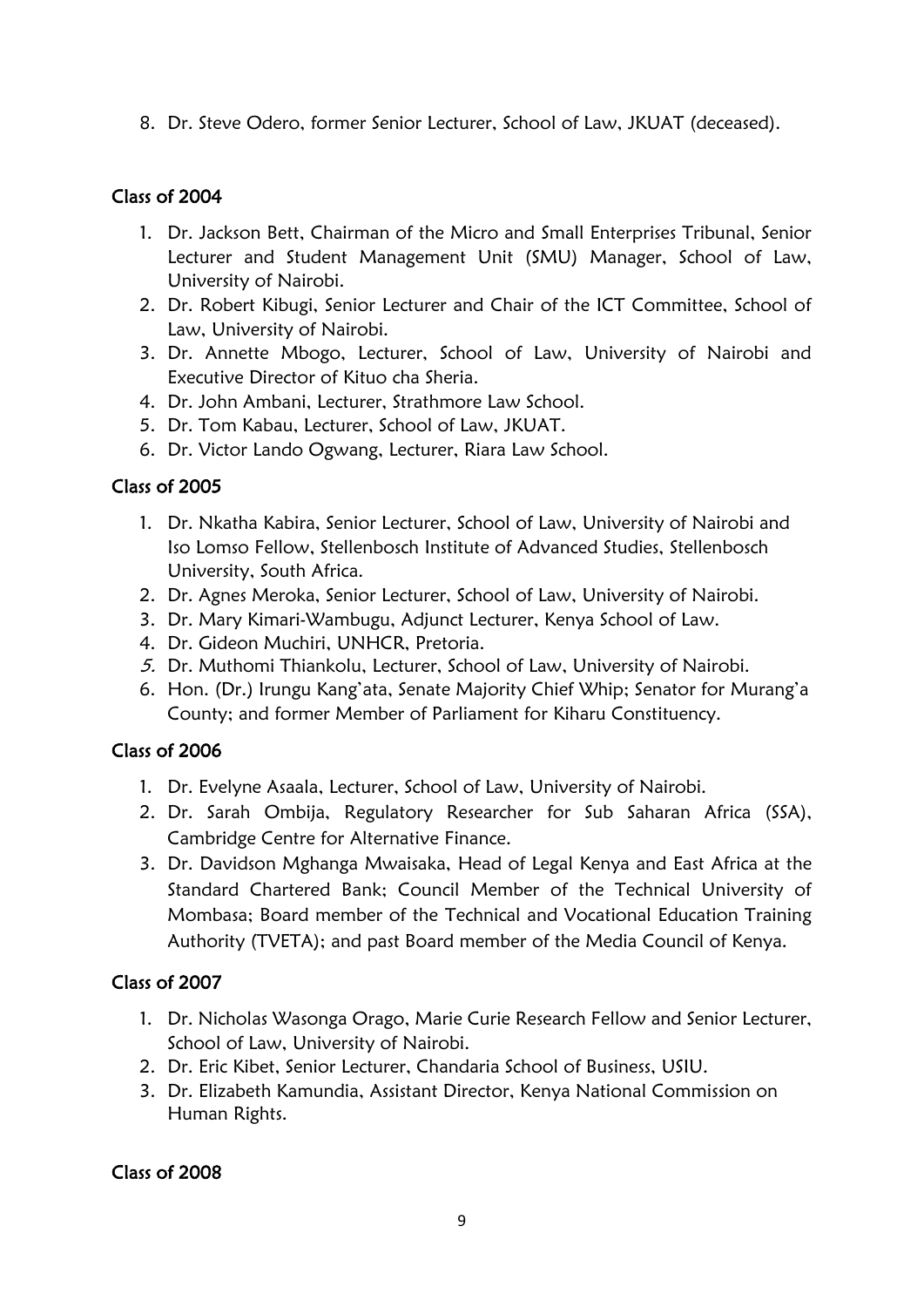8. Dr. Steve Odero, former Senior Lecturer, School of Law, JKUAT (deceased).

### Class of 2004

1. Dr. Jackson Bett, Chairman of the Micro and Small Enterprises Tribunal, Senior Lecturer and Student Management Unit (SMU) Manager, School of Law, University of Nairobi.
2. Dr. Robert Kibugi, Senior Lecturer and Chair of the ICT Committee, School of Law, University of Nairobi.
3. Dr. Annette Mbogo, Lecturer, School of Law, University of Nairobi and Executive Director of Kituo cha Sheria.
4. Dr. John Ambani, Lecturer, Strathmore Law School.
5. Dr. Tom Kabau, Lecturer, School of Law, JKUAT.
6. Dr. Victor Lando Ogwang, Lecturer, Riara Law School.

### Class of 2005

1. Dr. Nkatha Kabira, Senior Lecturer, School of Law, University of Nairobi and Iso Lomso Fellow, Stellenbosch Institute of Advanced Studies, Stellenbosch University, South Africa.
2. Dr. Agnes Meroka, Senior Lecturer, School of Law, University of Nairobi.
3. Dr. Mary Kimari-Wambugu, Adjunct Lecturer, Kenya School of Law.
4. Dr. Gideon Muchiri, UNHCR, Pretoria.
5. Dr. Muthomi Thiankolu, Lecturer, School of Law, University of Nairobi.
6. Hon. (Dr.) Irungu Kang'ata, Senate Majority Chief Whip; Senator for Murang'a County; and former Member of Parliament for Kiharu Constituency.

### Class of 2006

1. Dr. Evelyne Asaala, Lecturer, School of Law, University of Nairobi.
2. Dr. Sarah Ombija, Regulatory Researcher for Sub Saharan Africa (SSA), Cambridge Centre for Alternative Finance.
3. Dr. Davidson Mghanga Mwaisaka, Head of Legal Kenya and East Africa at the Standard Chartered Bank; Council Member of the Technical University of Mombasa; Board member of the Technical and Vocational Education Training Authority (TVETA); and past Board member of the Media Council of Kenya.

### Class of 2007

1. Dr. Nicholas Wasonga Orago, Marie Curie Research Fellow and Senior Lecturer, School of Law, University of Nairobi.
2. Dr. Eric Kibet, Senior Lecturer, Chandaria School of Business, USIU.
3. Dr. Elizabeth Kamundia, Assistant Director, Kenya National Commission on Human Rights.

### Class of 2008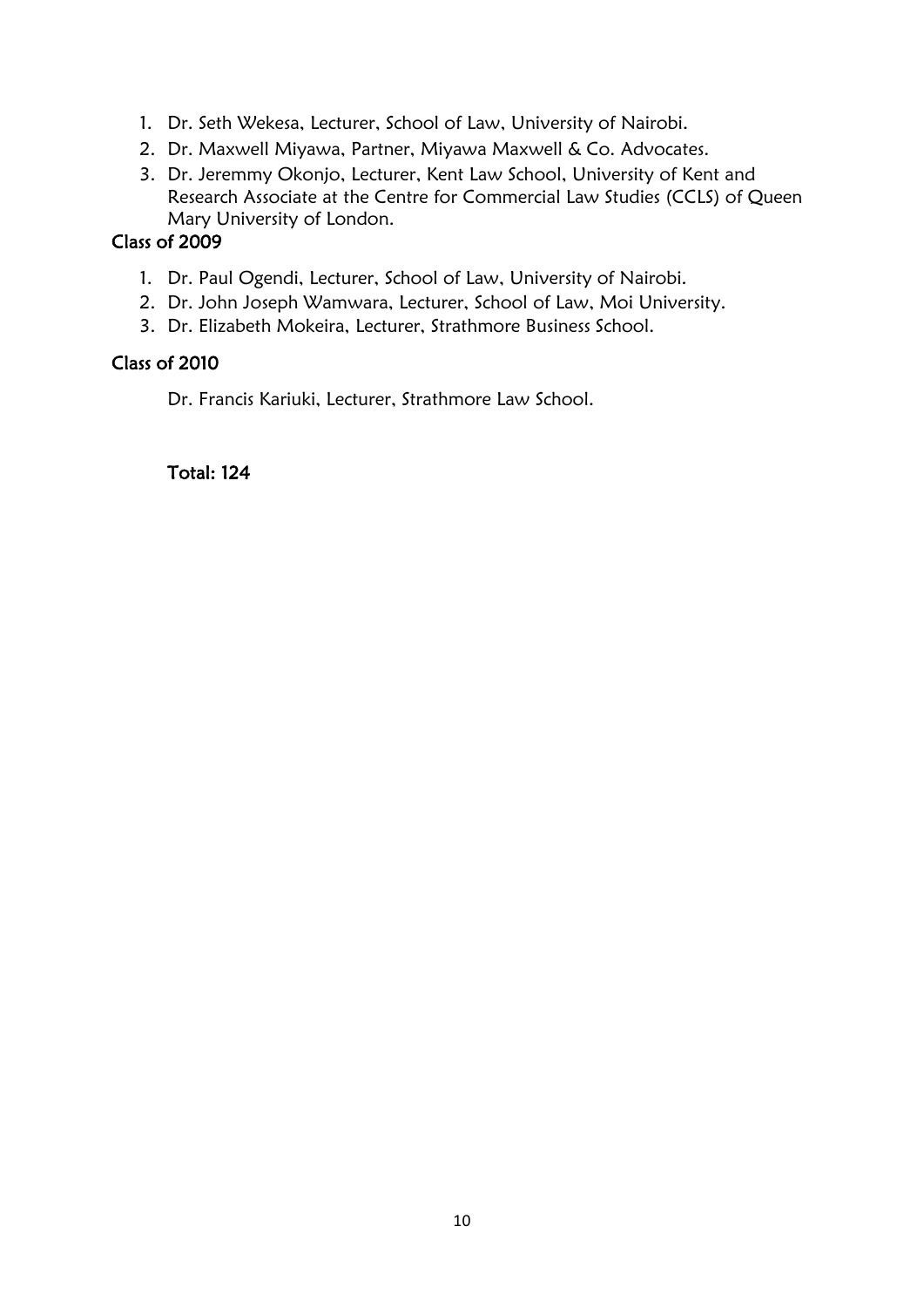1. Dr. Seth Wekesa, Lecturer, School of Law, University of Nairobi.
2. Dr. Maxwell Miyawa, Partner, Miyawa Maxwell & Co. Advocates.
3. Dr. Jeremmy Okonjo, Lecturer, Kent Law School, University of Kent and Research Associate at the Centre for Commercial Law Studies (CCLS) of Queen Mary University of London.

### Class of 2009

1. Dr. Paul Ogendi, Lecturer, School of Law, University of Nairobi.
2. Dr. John Joseph Wamwara, Lecturer, School of Law, Moi University.
3. Dr. Elizabeth Mokeira, Lecturer, Strathmore Business School.

### Class of 2010

Dr. Francis Kariuki, Lecturer, Strathmore Law School.

**Total: 124**